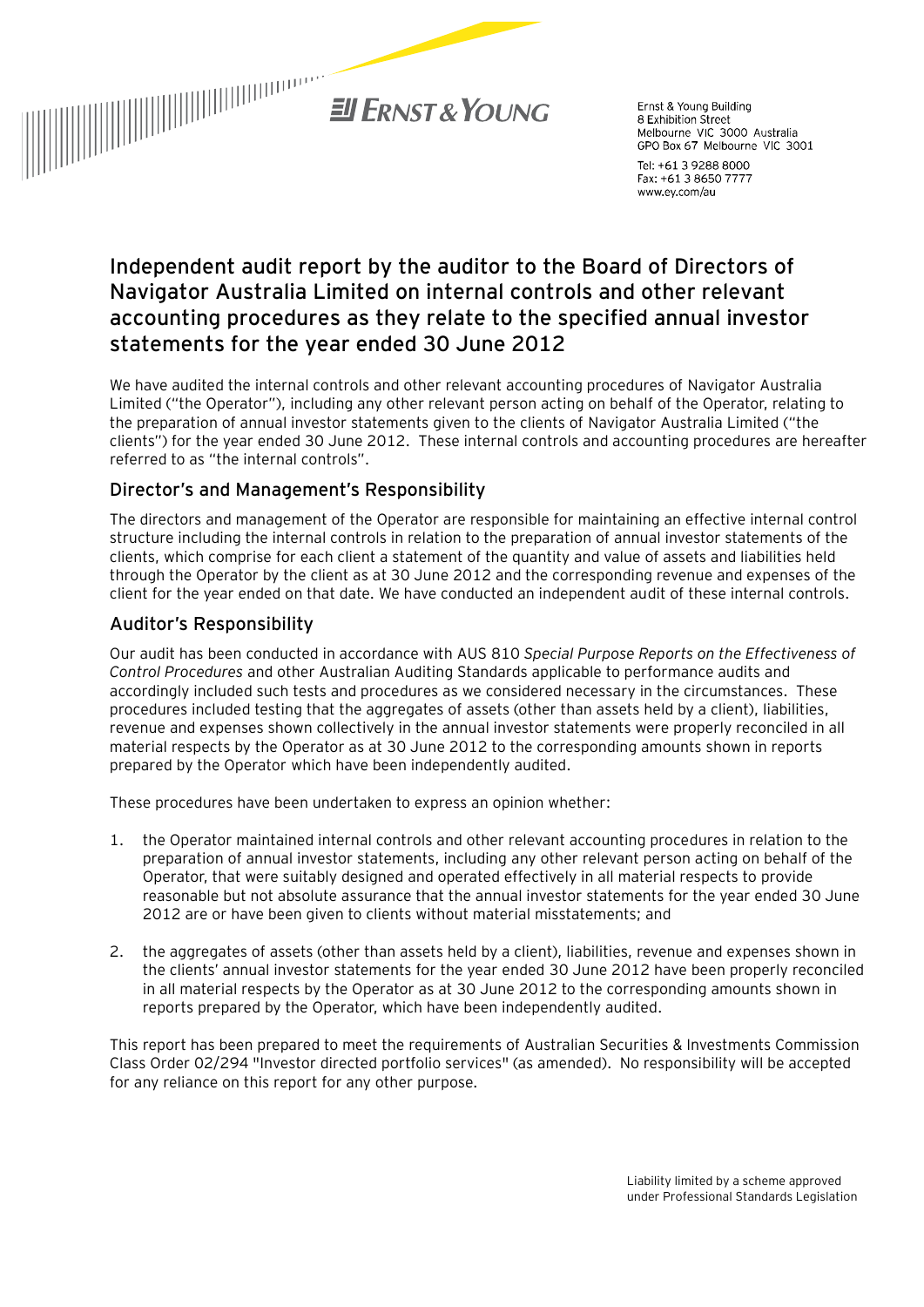Ernst & Young Building
8 Exhibition Street
Melbourne VIC 3000 Australia
GPO Box 67 Melbourne VIC 3001

Tel: +61 3 9288 8000
Fax: +61 3 8650 7777
www.ey.com/au

# Independent audit report by the auditor to the Board of Directors of Navigator Australia Limited on internal controls and other relevant accounting procedures as they relate to the specified annual investor statements for the year ended 30 June 2012

We have audited the internal controls and other relevant accounting procedures of Navigator Australia Limited ("the Operator"), including any other relevant person acting on behalf of the Operator, relating to the preparation of annual investor statements given to the clients of Navigator Australia Limited ("the clients") for the year ended 30 June 2012. These internal controls and accounting procedures are hereafter referred to as "the internal controls".

## Director's and Management's Responsibility

The directors and management of the Operator are responsible for maintaining an effective internal control structure including the internal controls in relation to the preparation of annual investor statements of the clients, which comprise for each client a statement of the quantity and value of assets and liabilities held through the Operator by the client as at 30 June 2012 and the corresponding revenue and expenses of the client for the year ended on that date. We have conducted an independent audit of these internal controls.

## Auditor's Responsibility

Our audit has been conducted in accordance with AUS 810 *Special Purpose Reports on the Effectiveness of Control Procedures* and other Australian Auditing Standards applicable to performance audits and accordingly included such tests and procedures as we considered necessary in the circumstances. These procedures included testing that the aggregates of assets (other than assets held by a client), liabilities, revenue and expenses shown collectively in the annual investor statements were properly reconciled in all material respects by the Operator as at 30 June 2012 to the corresponding amounts shown in reports prepared by the Operator which have been independently audited.

These procedures have been undertaken to express an opinion whether:

1. the Operator maintained internal controls and other relevant accounting procedures in relation to the preparation of annual investor statements, including any other relevant person acting on behalf of the Operator, that were suitably designed and operated effectively in all material respects to provide reasonable but not absolute assurance that the annual investor statements for the year ended 30 June 2012 are or have been given to clients without material misstatements; and

2. the aggregates of assets (other than assets held by a client), liabilities, revenue and expenses shown in the clients' annual investor statements for the year ended 30 June 2012 have been properly reconciled in all material respects by the Operator as at 30 June 2012 to the corresponding amounts shown in reports prepared by the Operator, which have been independently audited.

This report has been prepared to meet the requirements of Australian Securities & Investments Commission Class Order 02/294 "Investor directed portfolio services" (as amended). No responsibility will be accepted for any reliance on this report for any other purpose.

Liability limited by a scheme approved under Professional Standards Legislation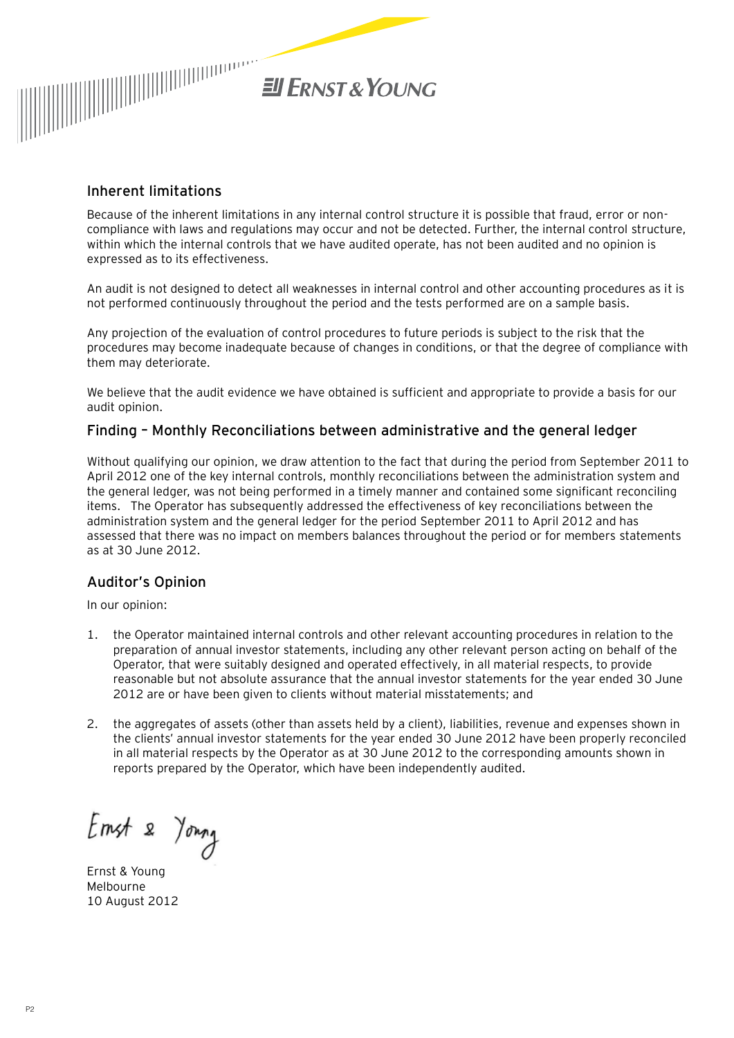## Inherent limitations

Because of the inherent limitations in any internal control structure it is possible that fraud, error or non-compliance with laws and regulations may occur and not be detected. Further, the internal control structure, within which the internal controls that we have audited operate, has not been audited and no opinion is expressed as to its effectiveness.

An audit is not designed to detect all weaknesses in internal control and other accounting procedures as it is not performed continuously throughout the period and the tests performed are on a sample basis.

Any projection of the evaluation of control procedures to future periods is subject to the risk that the procedures may become inadequate because of changes in conditions, or that the degree of compliance with them may deteriorate.

We believe that the audit evidence we have obtained is sufficient and appropriate to provide a basis for our audit opinion.

## Finding – Monthly Reconciliations between administrative and the general ledger

Without qualifying our opinion, we draw attention to the fact that during the period from September 2011 to April 2012 one of the key internal controls, monthly reconciliations between the administration system and the general ledger, was not being performed in a timely manner and contained some significant reconciling items. The Operator has subsequently addressed the effectiveness of key reconciliations between the administration system and the general ledger for the period September 2011 to April 2012 and has assessed that there was no impact on members balances throughout the period or for members statements as at 30 June 2012.

## Auditor's Opinion

In our opinion:

1. the Operator maintained internal controls and other relevant accounting procedures in relation to the preparation of annual investor statements, including any other relevant person acting on behalf of the Operator, that were suitably designed and operated effectively, in all material respects, to provide reasonable but not absolute assurance that the annual investor statements for the year ended 30 June 2012 are or have been given to clients without material misstatements; and

2. the aggregates of assets (other than assets held by a client), liabilities, revenue and expenses shown in the clients' annual investor statements for the year ended 30 June 2012 have been properly reconciled in all material respects by the Operator as at 30 June 2012 to the corresponding amounts shown in reports prepared by the Operator, which have been independently audited.

Ernst & Young

Ernst & Young
Melbourne
10 August 2012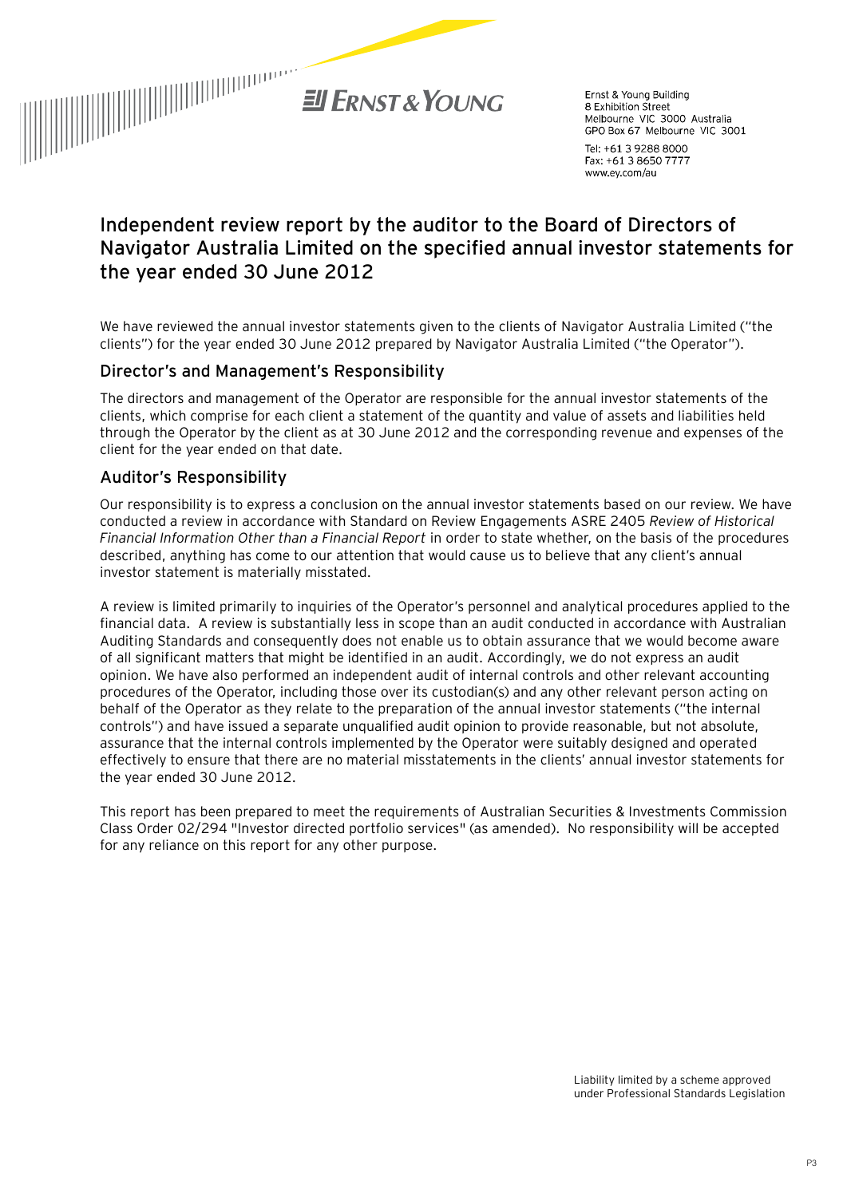Ernst & Young Building
8 Exhibition Street
Melbourne VIC 3000 Australia
GPO Box 67 Melbourne VIC 3001

Tel: +61 3 9288 8000
Fax: +61 3 8650 7777
www.ey.com/au

# Independent review report by the auditor to the Board of Directors of Navigator Australia Limited on the specified annual investor statements for the year ended 30 June 2012

We have reviewed the annual investor statements given to the clients of Navigator Australia Limited ("the clients") for the year ended 30 June 2012 prepared by Navigator Australia Limited ("the Operator").

## Director's and Management's Responsibility

The directors and management of the Operator are responsible for the annual investor statements of the clients, which comprise for each client a statement of the quantity and value of assets and liabilities held through the Operator by the client as at 30 June 2012 and the corresponding revenue and expenses of the client for the year ended on that date.

## Auditor's Responsibility

Our responsibility is to express a conclusion on the annual investor statements based on our review. We have conducted a review in accordance with Standard on Review Engagements ASRE 2405 *Review of Historical Financial Information Other than a Financial Report* in order to state whether, on the basis of the procedures described, anything has come to our attention that would cause us to believe that any client's annual investor statement is materially misstated.

A review is limited primarily to inquiries of the Operator's personnel and analytical procedures applied to the financial data. A review is substantially less in scope than an audit conducted in accordance with Australian Auditing Standards and consequently does not enable us to obtain assurance that we would become aware of all significant matters that might be identified in an audit. Accordingly, we do not express an audit opinion. We have also performed an independent audit of internal controls and other relevant accounting procedures of the Operator, including those over its custodian(s) and any other relevant person acting on behalf of the Operator as they relate to the preparation of the annual investor statements ("the internal controls") and have issued a separate unqualified audit opinion to provide reasonable, but not absolute, assurance that the internal controls implemented by the Operator were suitably designed and operated effectively to ensure that there are no material misstatements in the clients' annual investor statements for the year ended 30 June 2012.

This report has been prepared to meet the requirements of Australian Securities & Investments Commission Class Order 02/294 "Investor directed portfolio services" (as amended). No responsibility will be accepted for any reliance on this report for any other purpose.

Liability limited by a scheme approved under Professional Standards Legislation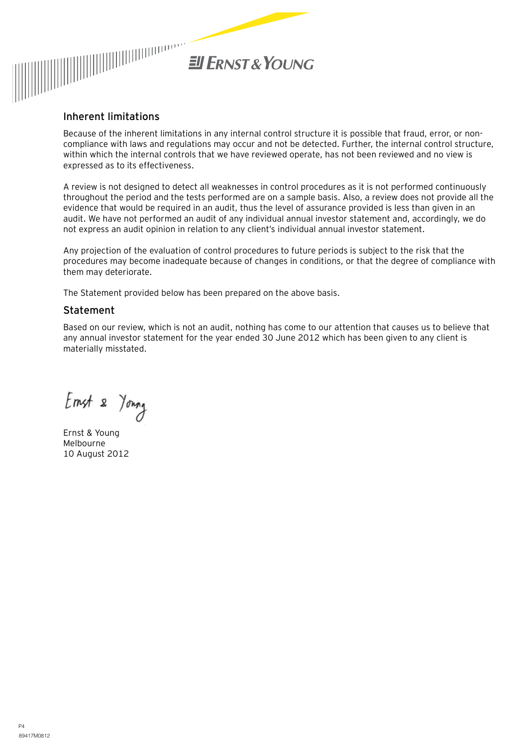## Inherent limitations

Because of the inherent limitations in any internal control structure it is possible that fraud, error, or non-compliance with laws and regulations may occur and not be detected. Further, the internal control structure, within which the internal controls that we have reviewed operate, has not been reviewed and no view is expressed as to its effectiveness.

A review is not designed to detect all weaknesses in control procedures as it is not performed continuously throughout the period and the tests performed are on a sample basis. Also, a review does not provide all the evidence that would be required in an audit, thus the level of assurance provided is less than given in an audit. We have not performed an audit of any individual annual investor statement and, accordingly, we do not express an audit opinion in relation to any client's individual annual investor statement.

Any projection of the evaluation of control procedures to future periods is subject to the risk that the procedures may become inadequate because of changes in conditions, or that the degree of compliance with them may deteriorate.

The Statement provided below has been prepared on the above basis.

## Statement

Based on our review, which is not an audit, nothing has come to our attention that causes us to believe that any annual investor statement for the year ended 30 June 2012 which has been given to any client is materially misstated.

Ernst & Young

Ernst & Young
Melbourne
10 August 2012

89417M0812